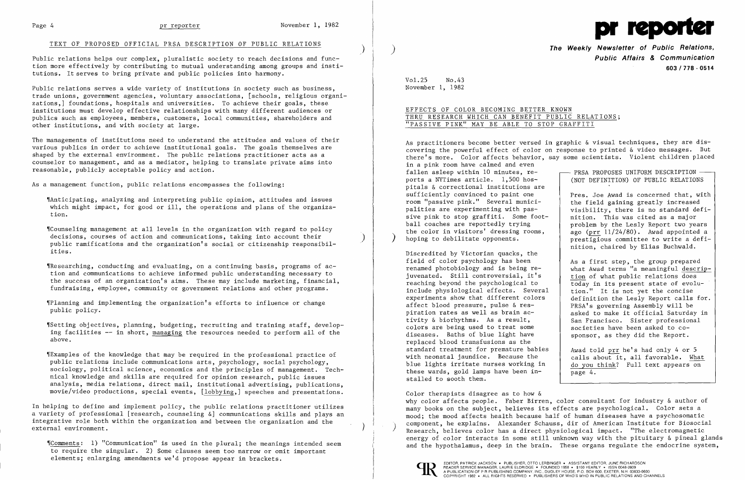## TEXT OF PROPOSED OFFICIAL PRSA DESCRIPTION OF PUBLIC RELATIONS

Public relations helps our complex, pluralistic society to reach decisions and function more effectively by contributing to mutual understanding among groups and institutions. It serves to bring private and public policies into harmony.

Public relations serves a wide variety of institutions in society such as business, trade unions, government agencies, voluntary associations, [schools, religious organizations,] foundations, hospitals and universities. To achieve their goals, these institutions must develop effective relationships with many different audiences or publics such as employees, members, customers, local communities, shareholders and other institutions, and with society at large.

The managements of institutions need to understand the attitudes and values of their various publics in order to achieve institutional goals. The goals themselves are shaped by the external environment. The public relations practitioner acts as a counselor to management, and as a mediator, helping to translate private aims into reasonable, publicly acceptable policy and action.

As a management function, public relations encompasses the following:

¶Anticipating, analyzing and interpreting public opinion, attitudes and issues which might impact, for good or ill, the operations and plans of the organization.

¶Counseling management at all levels in the organization with regard to policy decisions, courses of action and communications, taking into account their public ramifications and the organization's social or citizenship responsibilities.

¶Researching, conducting and evaluating, on a continuing basis, programs of action and communications to achieve informed public understanding necessary to the success of an organization's aims. These may include marketing, financial, fundraising, employee, community or government relations and other programs.

¶Planning and implementing the organization's efforts to influence or change public policy.

¶Setting objectives, planning, budgeting, recruiting and training staff, developing facilities -- in short, managing the resources needed to perform all of the above.

¶Examples of the knowledge that may be required in the professional practice of public relations include communications arts, psychology, social psychology, sociology, political science, economics and the principles of management. Technical knowledge and skills are required for opinion research, public issues analysis, media relations, direct mail, institutional advertising, publications, movie/video productions, special events, [lobbying,] speeches and presentations.

In helping to define and implement policy, the public relations practitioner utilizes a variety of professional [research, counseling &] communications skills and plays an integrative role both within the organization and between the organization and the external environment.

¶Comments: 1) "Communication" is used in the plural; the meanings intended seem to require the singular. 2) Some clauses seem too narrow or omit important elements; enlarging amendments we'd propose appear in brackets.

# pr reporter

**The Weekly Newsletter of Public Relations, Public Affairs & Communication**

**603 / 778 - 0514**

Vol.25 No.43
November 1, 1982

## EFFECTS OF COLOR BECOMING BETTER KNOWN THRU RESEARCH WHICH CAN BENEFIT PUBLIC RELATIONS; "PASSIVE PINK" MAY BE ABLE TO STOP GRAFFITI

As practitioners become better versed in graphic & visual techniques, they are discovering the powerful effect of color on response to printed & video messages. But there's more. Color affects behavior, say some scientists. Violent children placed in a pink room have calmed and even fallen asleep within 10 minutes, reports a NYTimes article. 1,500 hospitals & correctional institutions are sufficiently convinced to paint one room "passive pink." Several municipalities are experimenting with passive pink to stop graffiti. Some football coaches are reportedly trying the color in visitors' dressing rooms, hoping to debilitate opponents.

Discredited by Victorian quacks, the field of color psychology has been renamed photobiology and is being rejuvenated. Still controversial, it's reaching beyond the psychological to include physiological effects. Several experiments show that different colors affect blood pressure, pulse & respiration rates as well as brain activity & biorhythms. As a result, colors are being used to treat some diseases. Baths of blue light have replaced blood transfusions as the standard treatment for premature babies with neonatal jaundice. Because the blue lights irritate nurses working in these wards, gold lamps have been installed to sooth them.

> **PRSA PROPOSES UNIFORM DESCRIPTION (NOT DEFINITION) OF PUBLIC RELATIONS**
>
> Pres. Joe Awad is concerned that, with the field gaining greatly increased visibility, there is no standard definition. This was cited as a major problem by the Lesly Report two years ago (prr 11/24/80). Awad appointed a prestigious committee to write a definition, chaired by Elias Buchwald.
>
> As a first step, the group prepared what Awad terms "a meaningful description of what public relations does today in its present state of evolution." It is not yet the concise definition the Lesly Report calls for. PRSA's governing Assembly will be asked to make it official Saturday in San Francisco. Sister professional societies have been asked to cosponsor, as they did the Report.
>
> Awad told prr he's had only 4 or 5 calls about it, all favorable. What do you think? Full text appears on page 4.

Color therapists disagree as to how & why color affects people. Faber Birren, color consultant for industry & author of many books on the subject, believes its effects are psychological. Color sets a mood; the mood affects health because half of human diseases have a psychosomatic component, he explains. Alexander Schauss, dir of American Institute for Biosocial Research, believes color has a direct physiological impact. "The electromagnetic energy of color interacts in some still unknown way with the pituitary & pineal glands and the hypothalamus, deep in the brain. These organs regulate the endocrine system,

EDITOR, PATRICK JACKSON • PUBLISHER, OTTO LERBINGER • ASSISTANT EDITOR, JUNE RICHARDSON
READER SERVICE MANAGER, LAURIE ELDRIDGE • FOUNDED 1958 • $100 YEARLY • ISSN 0048-2609
A PUBLICATION OF P R PUBLISHING COMPANY, INC., DUDLEY HOUSE, P.O. BOX 600, EXETER, N.H. 03833-0600
COPYRIGHT 1982 • ALL RIGHTS RESERVED • PUBLISHERS OF WHO'S WHO IN PUBLIC RELATIONS AND CHANNELS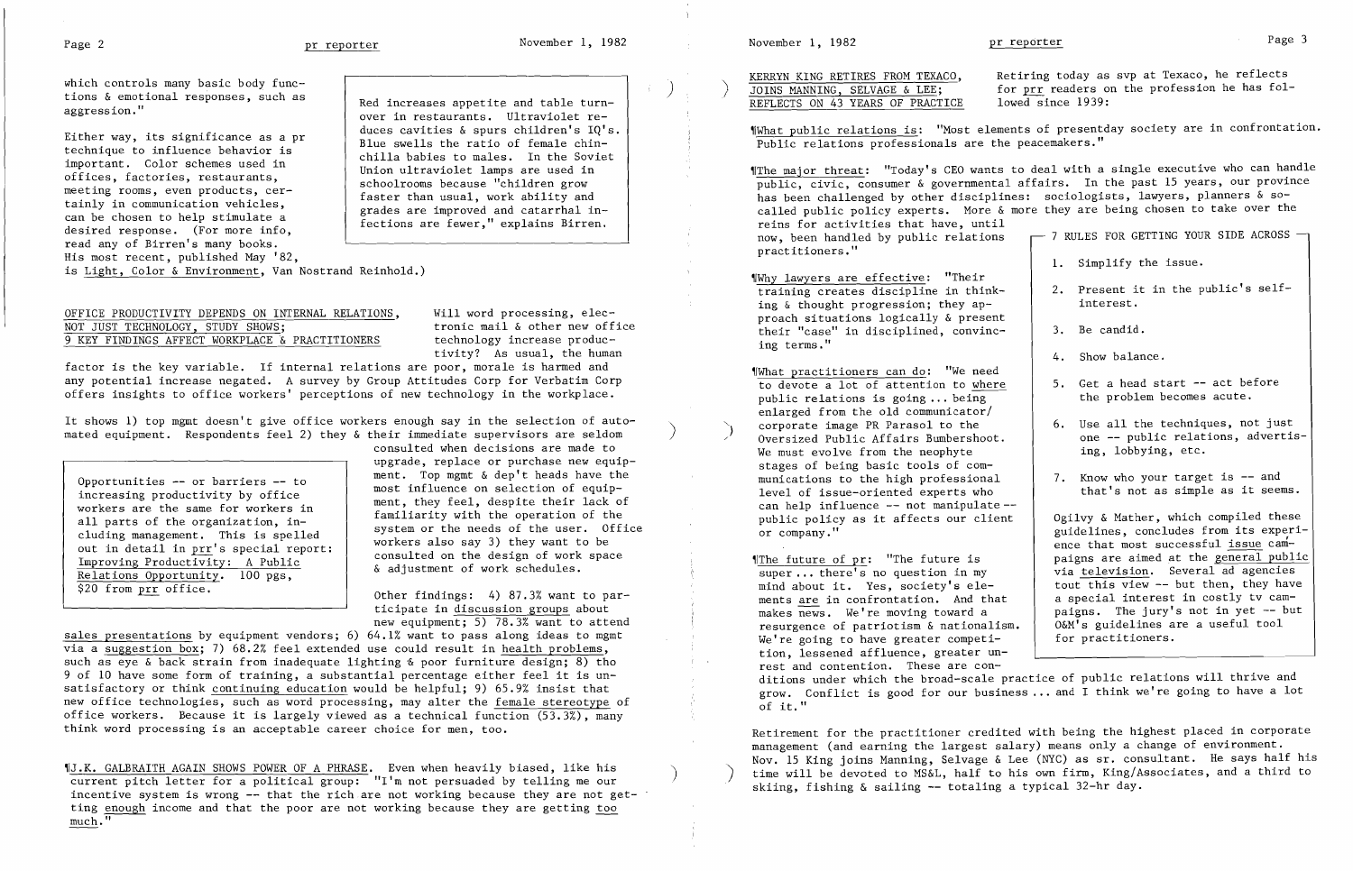which controls many basic body functions & emotional responses, such as aggression."

Either way, its significance as a pr technique to influence behavior is important. Color schemes used in offices, factories, restaurants, meeting rooms, even products, certainly in communication vehicles, can be chosen to help stimulate a desired response. (For more info, read any of Birren's many books. His most recent, published May '82, is Light, Color & Environment, Van Nostrand Reinhold.)

> Red increases appetite and table turnover in restaurants. Ultraviolet reduces cavities & spurs children's IQ's. Blue swells the ratio of female chinchilla babies to males. In the Soviet Union ultraviolet lamps are used in schoolrooms because "children grow faster than usual, work ability and grades are improved and catarrhal infections are fewer," explains Birren.

## OFFICE PRODUCTIVITY DEPENDS ON INTERNAL RELATIONS, NOT JUST TECHNOLOGY, STUDY SHOWS; 9 KEY FINDINGS AFFECT WORKPLACE & PRACTITIONERS

Will word processing, electronic mail & other new office technology increase productivity? As usual, the human factor is the key variable. If internal relations are poor, morale is harmed and any potential increase negated. A survey by Group Attitudes Corp for Verbatim Corp offers insights to office workers' perceptions of new technology in the workplace.

It shows 1) top mgmt doesn't give office workers enough say in the selection of automated equipment. Respondents feel 2) they & their immediate supervisors are seldom consulted when decisions are made to upgrade, replace or purchase new equipment. Top mgmt & dep't heads have the most influence on selection of equipment, they feel, despite their lack of familiarity with the operation of the system or the needs of the user. Office workers also say 3) they want to be consulted on the design of work space & adjustment of work schedules.

> Opportunities -- or barriers -- to increasing productivity by office workers are the same for workers in all parts of the organization, including management. This is spelled out in detail in prr's special report: Improving Productivity: A Public Relations Opportunity. 100 pgs, $20 from prr office.

Other findings: 4) 87.3% want to participate in discussion groups about new equipment; 5) 78.3% want to attend sales presentations by equipment vendors; 6) 64.1% want to pass along ideas to mgmt via a suggestion box; 7) 68.2% feel extended use could result in health problems, such as eye & back strain from inadequate lighting & poor furniture design; 8) tho 9 of 10 have some form of training, a substantial percentage either feel it is unsatisfactory or think continuing education would be helpful; 9) 65.9% insist that new office technologies, such as word processing, may alter the female stereotype of office workers. Because it is largely viewed as a technical function (53.3%), many think word processing is an acceptable career choice for men, too.

¶J.K. GALBRAITH AGAIN SHOWS POWER OF A PHRASE. Even when heavily biased, like his current pitch letter for a political group: "I'm not persuaded by telling me our incentive system is wrong -- that the rich are not working because they are not getting enough income and that the poor are not working because they are getting too much."

## KERRYN KING RETIRES FROM TEXACO, JOINS MANNING, SELVAGE & LEE; REFLECTS ON 43 YEARS OF PRACTICE

Retiring today as svp at Texaco, he reflects for prr readers on the profession he has followed since 1939:

¶What public relations is: "Most elements of presentday society are in confrontation. Public relations professionals are the peacemakers."

¶The major threat: "Today's CEO wants to deal with a single executive who can handle public, civic, consumer & governmental affairs. In the past 15 years, our province has been challenged by other disciplines: sociologists, lawyers, planners & so-called public policy experts. More & more they are being chosen to take over the reins for activities that have, until now, been handled by public relations practitioners."

¶Why lawyers are effective: "Their training creates discipline in thinking & thought progression; they approach situations logically & present their "case" in disciplined, convincing terms."

¶What practitioners can do: "We need to devote a lot of attention to where public relations is going ... being enlarged from the old communicator/corporate image PR Parasol to the Oversized Public Affairs Bumbershoot. We must evolve from the neophyte stages of being basic tools of communications to the high professional level of issue-oriented experts who can help influence -- not manipulate -- public policy as it affects our client or company."

¶The future of pr: "The future is super ... there's no question in my mind about it. Yes, society's elements are in confrontation. And that makes news. We're going toward a resurgence of patriotism & nationalism. We're going to have greater competition, lessened affluence, greater unrest and contention. These are conditions under which the broad-scale practice of public relations will thrive and grow. Conflict is good for our business ... and I think we're going to have a lot of it."

> **7 RULES FOR GETTING YOUR SIDE ACROSS**
>
> 1. Simplify the issue.
> 2. Present it in the public's self-interest.
> 3. Be candid.
> 4. Show balance.
> 5. Get a head start -- act before the problem becomes acute.
> 6. Use all the techniques, not just one -- public relations, advertising, lobbying, etc.
> 7. Know who your target is -- and that's not as simple as it seems.
>
> Ogilvy & Mather, which compiled these guidelines, concludes from its experience that most successful issue campaigns are aimed at the general public via television. Several ad agencies tout this view -- but then, they have a special interest in costly tv campaigns. The jury's not in yet -- but O&M's guidelines are a useful tool for practitioners.

Retirement for the practitioner credited with being the highest placed in corporate management (and earning the largest salary) means only a change of environment. Nov. 15 King joins Manning, Selvage & Lee (NYC) as sr. consultant. He says half his time will be devoted to MS&L, half to his own firm, King/Associates, and a third to skiing, fishing & sailing -- totaling a typical 32-hr day.